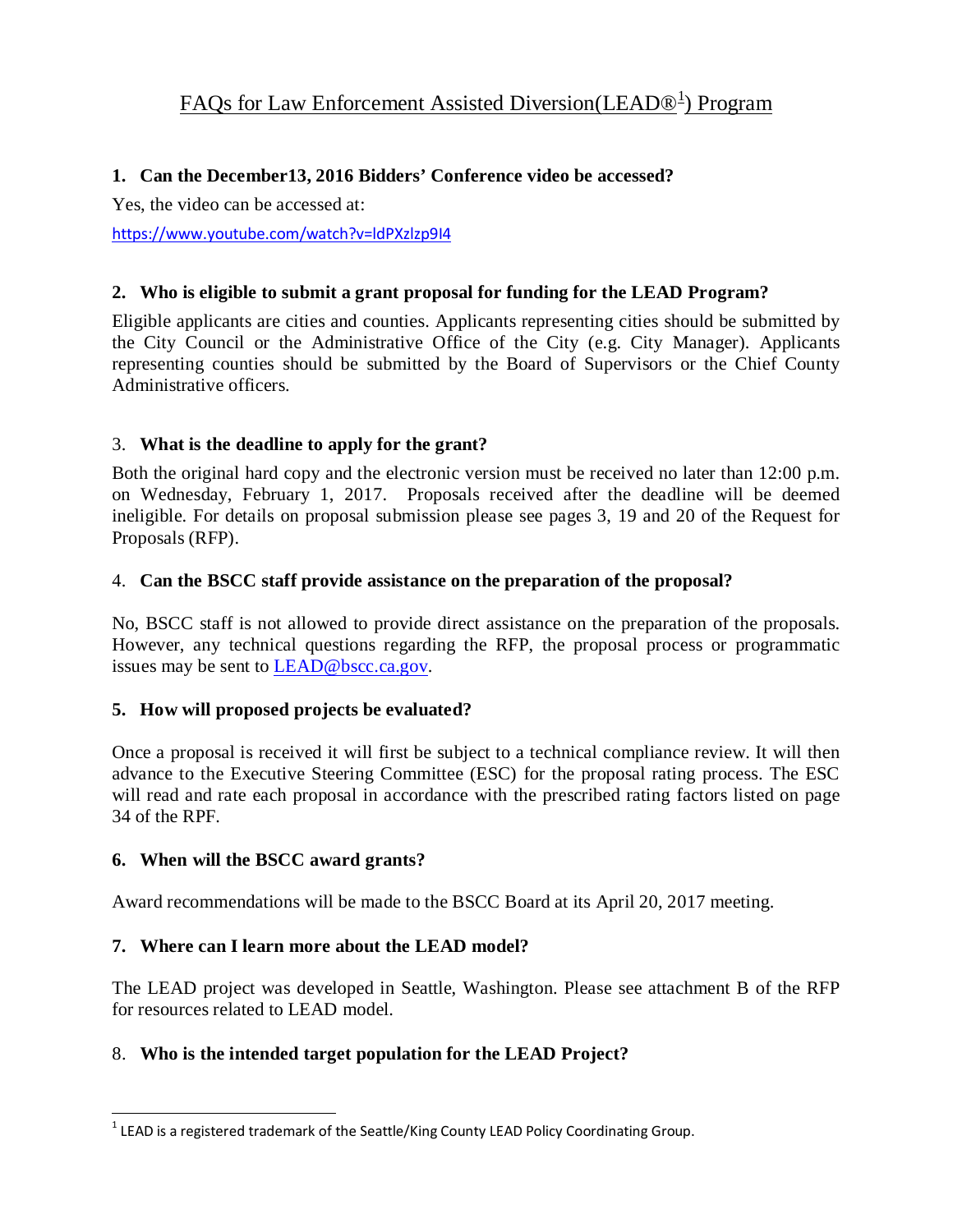# FAQs for Law Enforcement Assisted Diversion(LEAD®[1]) Program

**1. Can the December13, 2016 Bidders' Conference video be accessed?**

Yes, the video can be accessed at:

https://www.youtube.com/watch?v=ldPXzlzp9I4

**2. Who is eligible to submit a grant proposal for funding for the LEAD Program?**

Eligible applicants are cities and counties. Applicants representing cities should be submitted by the City Council or the Administrative Office of the City (e.g. City Manager). Applicants representing counties should be submitted by the Board of Supervisors or the Chief County Administrative officers.

3. **What is the deadline to apply for the grant?**

Both the original hard copy and the electronic version must be received no later than 12:00 p.m. on Wednesday, February 1, 2017. Proposals received after the deadline will be deemed ineligible. For details on proposal submission please see pages 3, 19 and 20 of the Request for Proposals (RFP).

4. **Can the BSCC staff provide assistance on the preparation of the proposal?**

No, BSCC staff is not allowed to provide direct assistance on the preparation of the proposals. However, any technical questions regarding the RFP, the proposal process or programmatic issues may be sent to LEAD@bscc.ca.gov.

**5. How will proposed projects be evaluated?**

Once a proposal is received it will first be subject to a technical compliance review. It will then advance to the Executive Steering Committee (ESC) for the proposal rating process. The ESC will read and rate each proposal in accordance with the prescribed rating factors listed on page 34 of the RPF.

**6. When will the BSCC award grants?**

Award recommendations will be made to the BSCC Board at its April 20, 2017 meeting.

**7. Where can I learn more about the LEAD model?**

The LEAD project was developed in Seattle, Washington. Please see attachment B of the RFP for resources related to LEAD model.

8. **Who is the intended target population for the LEAD Project?**

---

[1] LEAD is a registered trademark of the Seattle/King County LEAD Policy Coordinating Group.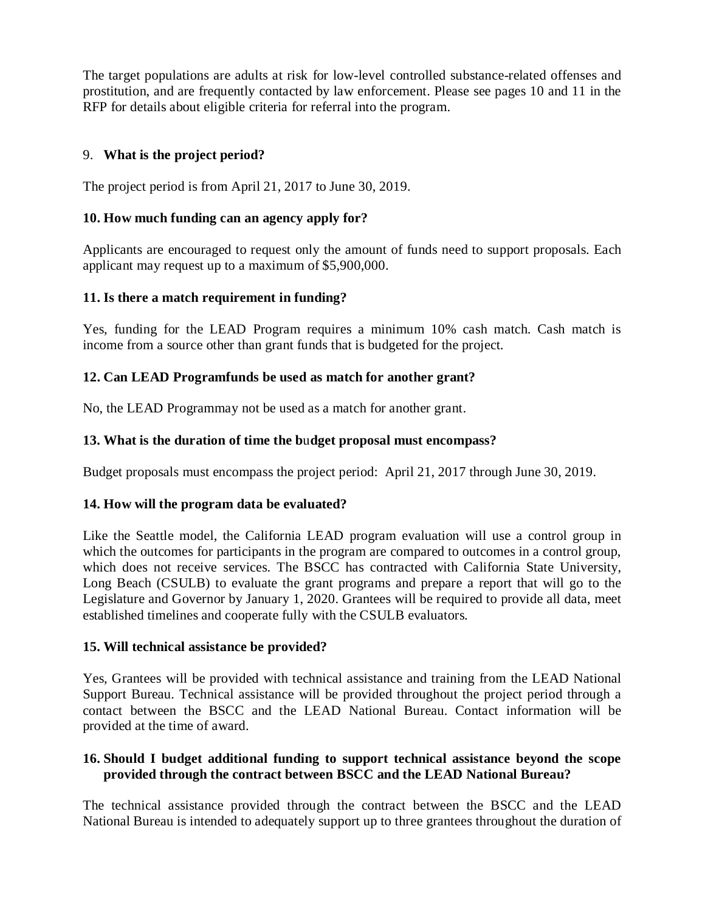The target populations are adults at risk for low-level controlled substance-related offenses and prostitution, and are frequently contacted by law enforcement. Please see pages 10 and 11 in the RFP for details about eligible criteria for referral into the program.

9. **What is the project period?**

The project period is from April 21, 2017 to June 30, 2019.

**10. How much funding can an agency apply for?**

Applicants are encouraged to request only the amount of funds need to support proposals. Each applicant may request up to a maximum of $5,900,000.

**11. Is there a match requirement in funding?**

Yes, funding for the LEAD Program requires a minimum 10% cash match. Cash match is income from a source other than grant funds that is budgeted for the project.

**12. Can LEAD Programfunds be used as match for another grant?**

No, the LEAD Programmay not be used as a match for another grant.

**13. What is the duration of time the budget proposal must encompass?**

Budget proposals must encompass the project period: April 21, 2017 through June 30, 2019.

**14. How will the program data be evaluated?**

Like the Seattle model, the California LEAD program evaluation will use a control group in which the outcomes for participants in the program are compared to outcomes in a control group, which does not receive services. The BSCC has contracted with California State University, Long Beach (CSULB) to evaluate the grant programs and prepare a report that will go to the Legislature and Governor by January 1, 2020. Grantees will be required to provide all data, meet established timelines and cooperate fully with the CSULB evaluators.

**15. Will technical assistance be provided?**

Yes, Grantees will be provided with technical assistance and training from the LEAD National Support Bureau. Technical assistance will be provided throughout the project period through a contact between the BSCC and the LEAD National Bureau. Contact information will be provided at the time of award.

**16. Should I budget additional funding to support technical assistance beyond the scope provided through the contract between BSCC and the LEAD National Bureau?**

The technical assistance provided through the contract between the BSCC and the LEAD National Bureau is intended to adequately support up to three grantees throughout the duration of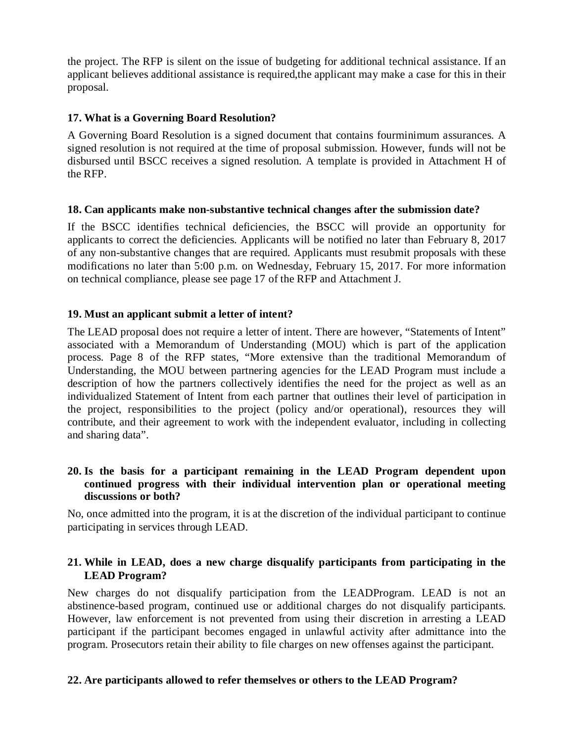the project. The RFP is silent on the issue of budgeting for additional technical assistance. If an applicant believes additional assistance is required,the applicant may make a case for this in their proposal.

**17. What is a Governing Board Resolution?**

A Governing Board Resolution is a signed document that contains fourminimum assurances. A signed resolution is not required at the time of proposal submission. However, funds will not be disbursed until BSCC receives a signed resolution. A template is provided in Attachment H of the RFP.

**18. Can applicants make non-substantive technical changes after the submission date?**

If the BSCC identifies technical deficiencies, the BSCC will provide an opportunity for applicants to correct the deficiencies. Applicants will be notified no later than February 8, 2017 of any non-substantive changes that are required. Applicants must resubmit proposals with these modifications no later than 5:00 p.m. on Wednesday, February 15, 2017. For more information on technical compliance, please see page 17 of the RFP and Attachment J.

**19. Must an applicant submit a letter of intent?**

The LEAD proposal does not require a letter of intent. There are however, "Statements of Intent" associated with a Memorandum of Understanding (MOU) which is part of the application process. Page 8 of the RFP states, "More extensive than the traditional Memorandum of Understanding, the MOU between partnering agencies for the LEAD Program must include a description of how the partners collectively identifies the need for the project as well as an individualized Statement of Intent from each partner that outlines their level of participation in the project, responsibilities to the project (policy and/or operational), resources they will contribute, and their agreement to work with the independent evaluator, including in collecting and sharing data".

**20. Is the basis for a participant remaining in the LEAD Program dependent upon continued progress with their individual intervention plan or operational meeting discussions or both?**

No, once admitted into the program, it is at the discretion of the individual participant to continue participating in services through LEAD.

**21. While in LEAD, does a new charge disqualify participants from participating in the LEAD Program?**

New charges do not disqualify participation from the LEADProgram. LEAD is not an abstinence-based program, continued use or additional charges do not disqualify participants. However, law enforcement is not prevented from using their discretion in arresting a LEAD participant if the participant becomes engaged in unlawful activity after admittance into the program. Prosecutors retain their ability to file charges on new offenses against the participant.

**22. Are participants allowed to refer themselves or others to the LEAD Program?**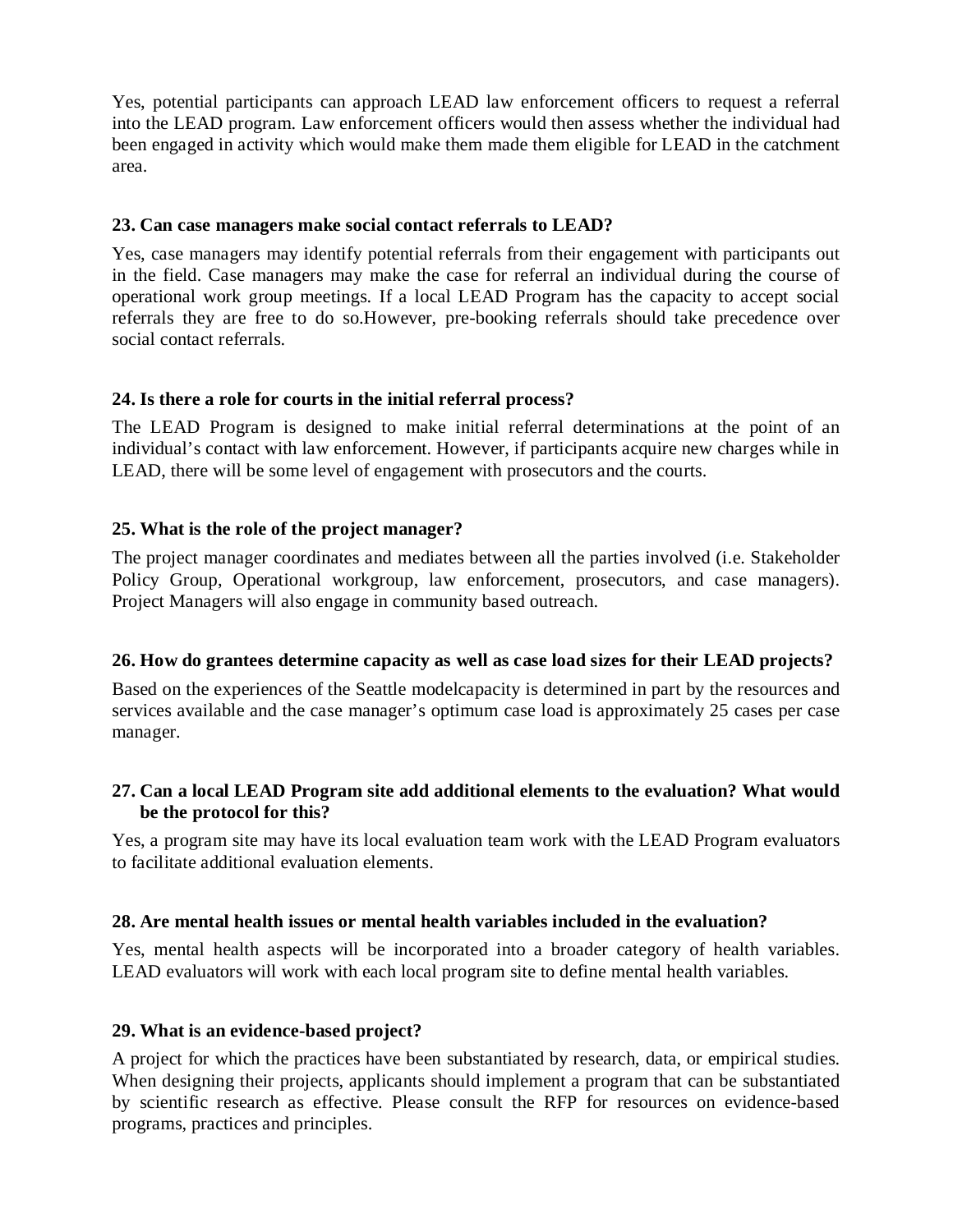Yes, potential participants can approach LEAD law enforcement officers to request a referral into the LEAD program. Law enforcement officers would then assess whether the individual had been engaged in activity which would make them made them eligible for LEAD in the catchment area.

**23. Can case managers make social contact referrals to LEAD?**

Yes, case managers may identify potential referrals from their engagement with participants out in the field. Case managers may make the case for referral an individual during the course of operational work group meetings. If a local LEAD Program has the capacity to accept social referrals they are free to do so.However, pre-booking referrals should take precedence over social contact referrals.

**24. Is there a role for courts in the initial referral process?**

The LEAD Program is designed to make initial referral determinations at the point of an individual's contact with law enforcement. However, if participants acquire new charges while in LEAD, there will be some level of engagement with prosecutors and the courts.

**25. What is the role of the project manager?**

The project manager coordinates and mediates between all the parties involved (i.e. Stakeholder Policy Group, Operational workgroup, law enforcement, prosecutors, and case managers). Project Managers will also engage in community based outreach.

**26. How do grantees determine capacity as well as case load sizes for their LEAD projects?**

Based on the experiences of the Seattle modelcapacity is determined in part by the resources and services available and the case manager's optimum case load is approximately 25 cases per case manager.

**27. Can a local LEAD Program site add additional elements to the evaluation? What would be the protocol for this?**

Yes, a program site may have its local evaluation team work with the LEAD Program evaluators to facilitate additional evaluation elements.

**28. Are mental health issues or mental health variables included in the evaluation?**

Yes, mental health aspects will be incorporated into a broader category of health variables. LEAD evaluators will work with each local program site to define mental health variables.

**29. What is an evidence-based project?**

A project for which the practices have been substantiated by research, data, or empirical studies. When designing their projects, applicants should implement a program that can be substantiated by scientific research as effective. Please consult the RFP for resources on evidence-based programs, practices and principles.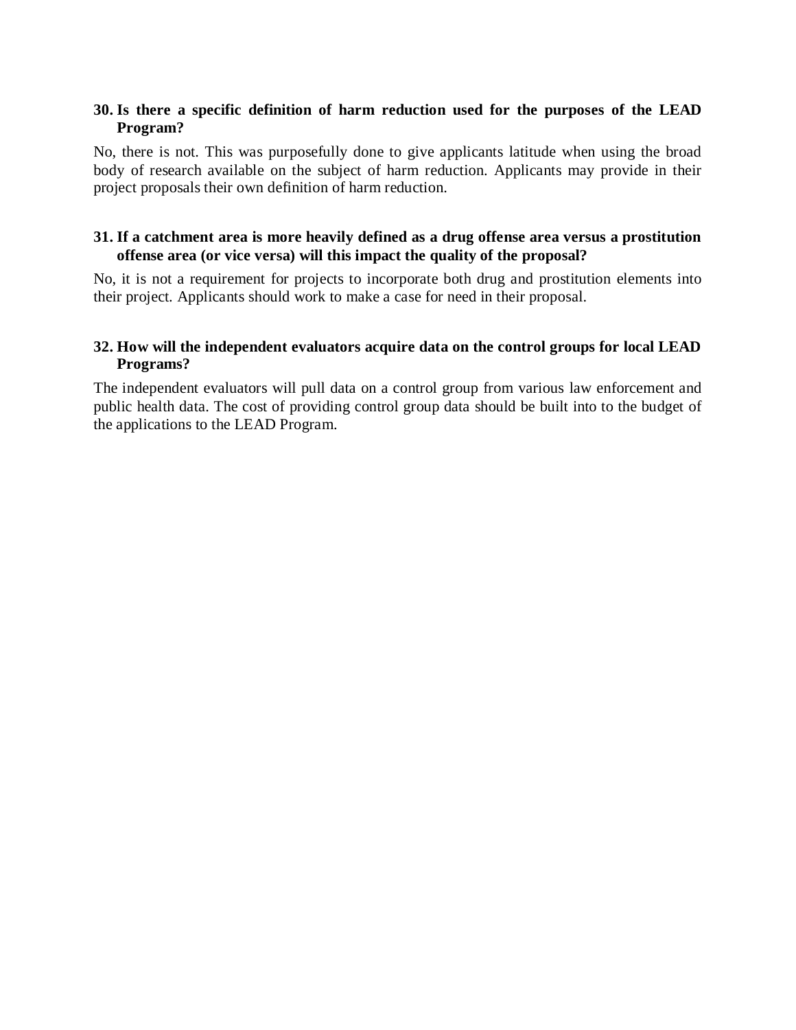**30. Is there a specific definition of harm reduction used for the purposes of the LEAD Program?**

No, there is not. This was purposefully done to give applicants latitude when using the broad body of research available on the subject of harm reduction. Applicants may provide in their project proposals their own definition of harm reduction.

**31. If a catchment area is more heavily defined as a drug offense area versus a prostitution offense area (or vice versa) will this impact the quality of the proposal?**

No, it is not a requirement for projects to incorporate both drug and prostitution elements into their project. Applicants should work to make a case for need in their proposal.

**32. How will the independent evaluators acquire data on the control groups for local LEAD Programs?**

The independent evaluators will pull data on a control group from various law enforcement and public health data. The cost of providing control group data should be built into to the budget of the applications to the LEAD Program.